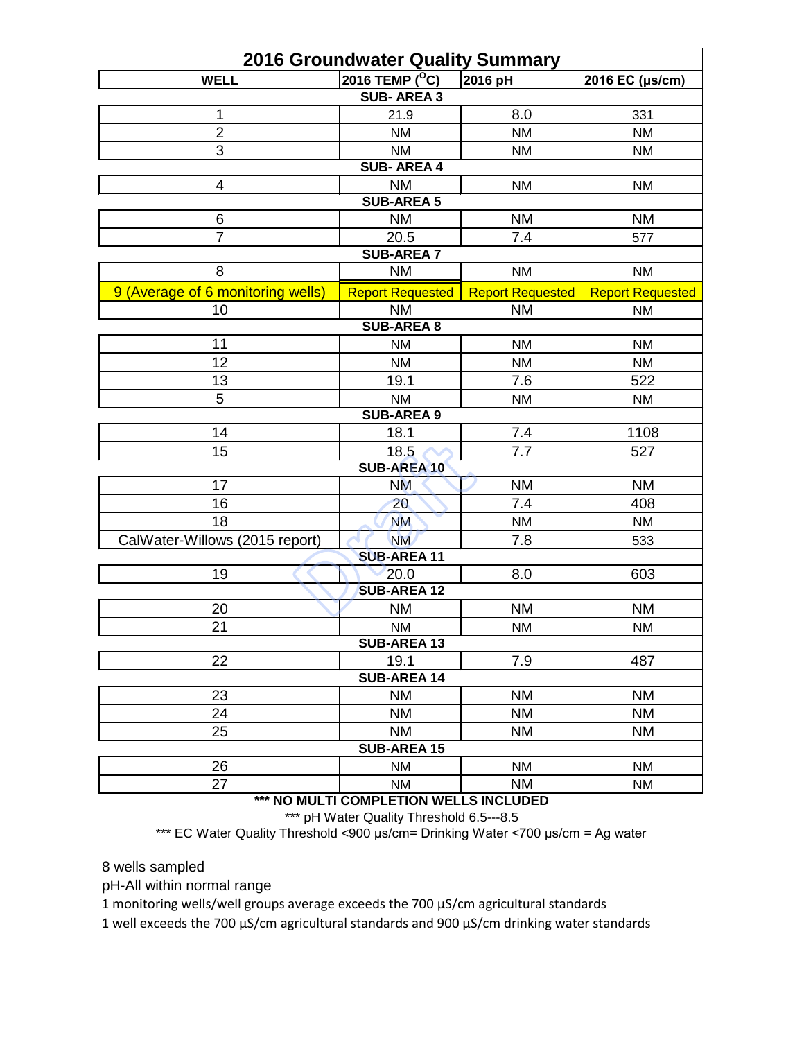# 2016 Groundwater Quality Summary

| WELL | 2016 TEMP ($^{O}$C) | 2016 pH | 2016 EC (µs/cm) |
|---|---|---|---|
| **SUB- AREA 3** | | | |
| 1 | 21.9 | 8.0 | 331 |
| 2 | NM | NM | NM |
| 3 | NM | NM | NM |
| **SUB- AREA 4** | | | |
| 4 | NM | NM | NM |
| **SUB-AREA 5** | | | |
| 6 | NM | NM | NM |
| 7 | 20.5 | 7.4 | 577 |
| **SUB-AREA 7** | | | |
| 8 | NM | NM | NM |
| 9 (Average of 6 monitoring wells) | Report Requested | Report Requested | Report Requested |
| 10 | NM | NM | NM |
| **SUB-AREA 8** | | | |
| 11 | NM | NM | NM |
| 12 | NM | NM | NM |
| 13 | 19.1 | 7.6 | 522 |
| 5 | NM | NM | NM |
| **SUB-AREA 9** | | | |
| 14 | 18.1 | 7.4 | 1108 |
| 15 | 18.5 | 7.7 | 527 |
| **SUB-AREA 10** | | | |
| 17 | NM | NM | NM |
| 16 | 20 | 7.4 | 408 |
| 18 | NM | NM | NM |
| CalWater-Willows (2015 report) | NM | 7.8 | 533 |
| **SUB-AREA 11** | | | |
| 19 | 20.0 | 8.0 | 603 |
| **SUB-AREA 12** | | | |
| 20 | NM | NM | NM |
| 21 | NM | NM | NM |
| **SUB-AREA 13** | | | |
| 22 | 19.1 | 7.9 | 487 |
| **SUB-AREA 14** | | | |
| 23 | NM | NM | NM |
| 24 | NM | NM | NM |
| 25 | NM | NM | NM |
| **SUB-AREA 15** | | | |
| 26 | NM | NM | NM |
| 27 | NM | NM | NM |

**\*\*\* NO MULTI COMPLETION WELLS INCLUDED**

\*\*\* pH Water Quality Threshold 6.5---8.5

\*\*\* EC Water Quality Threshold <900 µs/cm= Drinking Water <700 µs/cm = Ag water

8 wells sampled

pH-All within normal range

1 monitoring wells/well groups average exceeds the 700 µS/cm agricultural standards

1 well exceeds the 700 µS/cm agricultural standards and 900 µS/cm drinking water standards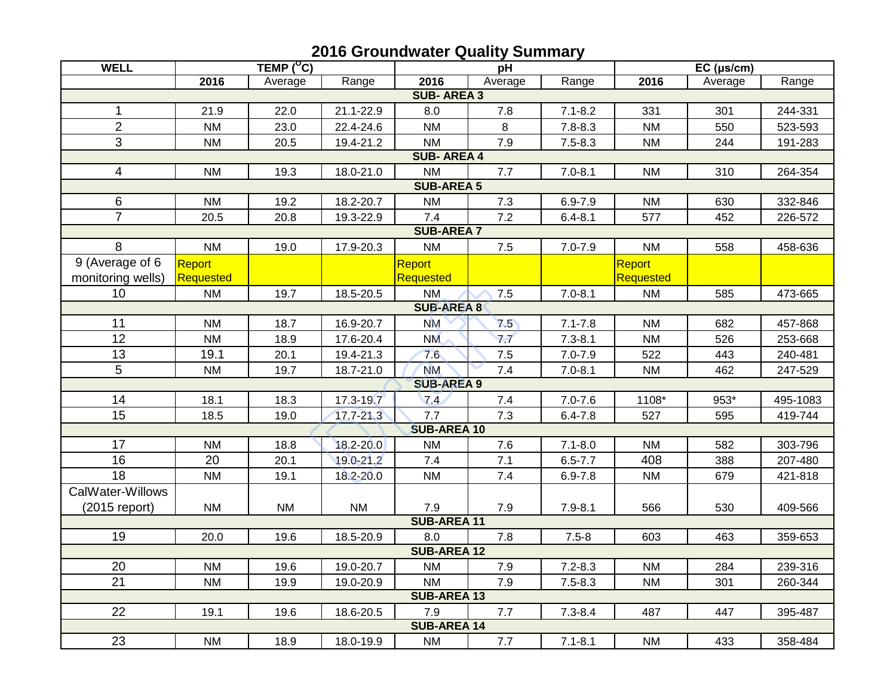# 2016 Groundwater Quality Summary

| WELL | TEMP ($^oC$) | | | pH | | | EC (µs/cm) | | |
|---|---|---|---|---|---|---|---|---|---|
| | 2016 | Average | Range | 2016 | Average | Range | 2016 | Average | Range |
| **SUB- AREA 3** | | | | | | | | | |
| 1 | 21.9 | 22.0 | 21.1-22.9 | 8.0 | 7.8 | 7.1-8.2 | 331 | 301 | 244-331 |
| 2 | NM | 23.0 | 22.4-24.6 | NM | 8 | 7.8-8.3 | NM | 550 | 523-593 |
| 3 | NM | 20.5 | 19.4-21.2 | NM | 7.9 | 7.5-8.3 | NM | 244 | 191-283 |
| **SUB- AREA 4** | | | | | | | | | |
| 4 | NM | 19.3 | 18.0-21.0 | NM | 7.7 | 7.0-8.1 | NM | 310 | 264-354 |
| **SUB-AREA 5** | | | | | | | | | |
| 6 | NM | 19.2 | 18.2-20.7 | NM | 7.3 | 6.9-7.9 | NM | 630 | 332-846 |
| 7 | 20.5 | 20.8 | 19.3-22.9 | 7.4 | 7.2 | 6.4-8.1 | 577 | 452 | 226-572 |
| **SUB-AREA 7** | | | | | | | | | |
| 8 | NM | 19.0 | 17.9-20.3 | NM | 7.5 | 7.0-7.9 | NM | 558 | 458-636 |
| 9 (Average of 6 monitoring wells) | Report Requested | | | Report Requested | | | Report Requested | | |
| 10 | NM | 19.7 | 18.5-20.5 | NM | 7.5 | 7.0-8.1 | NM | 585 | 473-665 |
| **SUB-AREA 8** | | | | | | | | | |
| 11 | NM | 18.7 | 16.9-20.7 | NM | 7.5 | 7.1-7.8 | NM | 682 | 457-868 |
| 12 | NM | 18.9 | 17.6-20.4 | NM | 7.7 | 7.3-8.1 | NM | 526 | 253-668 |
| 13 | 19.1 | 20.1 | 19.4-21.3 | 7.6 | 7.5 | 7.0-7.9 | 522 | 443 | 240-481 |
| 5 | NM | 19.7 | 18.7-21.0 | NM | 7.4 | 7.0-8.1 | NM | 462 | 247-529 |
| **SUB-AREA 9** | | | | | | | | | |
| 14 | 18.1 | 18.3 | 17.3-19.7 | 7.4 | 7.4 | 7.0-7.6 | 1108* | 953* | 495-1083 |
| 15 | 18.5 | 19.0 | 17.7-21.3 | 7.7 | 7.3 | 6.4-7.8 | 527 | 595 | 419-744 |
| **SUB-AREA 10** | | | | | | | | | |
| 17 | NM | 18.8 | 18.2-20.0 | NM | 7.6 | 7.1-8.0 | NM | 582 | 303-796 |
| 16 | 20 | 20.1 | 19.0-21.2 | 7.4 | 7.1 | 6.5-7.7 | 408 | 388 | 207-480 |
| 18 | NM | 19.1 | 18.2-20.0 | NM | 7.4 | 6.9-7.8 | NM | 679 | 421-818 |
| CalWater-Willows (2015 report) | NM | NM | NM | 7.9 | 7.9 | 7.9-8.1 | 566 | 530 | 409-566 |
| **SUB-AREA 11** | | | | | | | | | |
| 19 | 20.0 | 19.6 | 18.5-20.9 | 8.0 | 7.8 | 7.5-8 | 603 | 463 | 359-653 |
| **SUB-AREA 12** | | | | | | | | | |
| 20 | NM | 19.6 | 19.0-20.7 | NM | 7.9 | 7.2-8.3 | NM | 284 | 239-316 |
| 21 | NM | 19.9 | 19.0-20.9 | NM | 7.9 | 7.5-8.3 | NM | 301 | 260-344 |
| **SUB-AREA 13** | | | | | | | | | |
| 22 | 19.1 | 19.6 | 18.6-20.5 | 7.9 | 7.7 | 7.3-8.4 | 487 | 447 | 395-487 |
| **SUB-AREA 14** | | | | | | | | | |
| 23 | NM | 18.9 | 18.0-19.9 | NM | 7.7 | 7.1-8.1 | NM | 433 | 358-484 |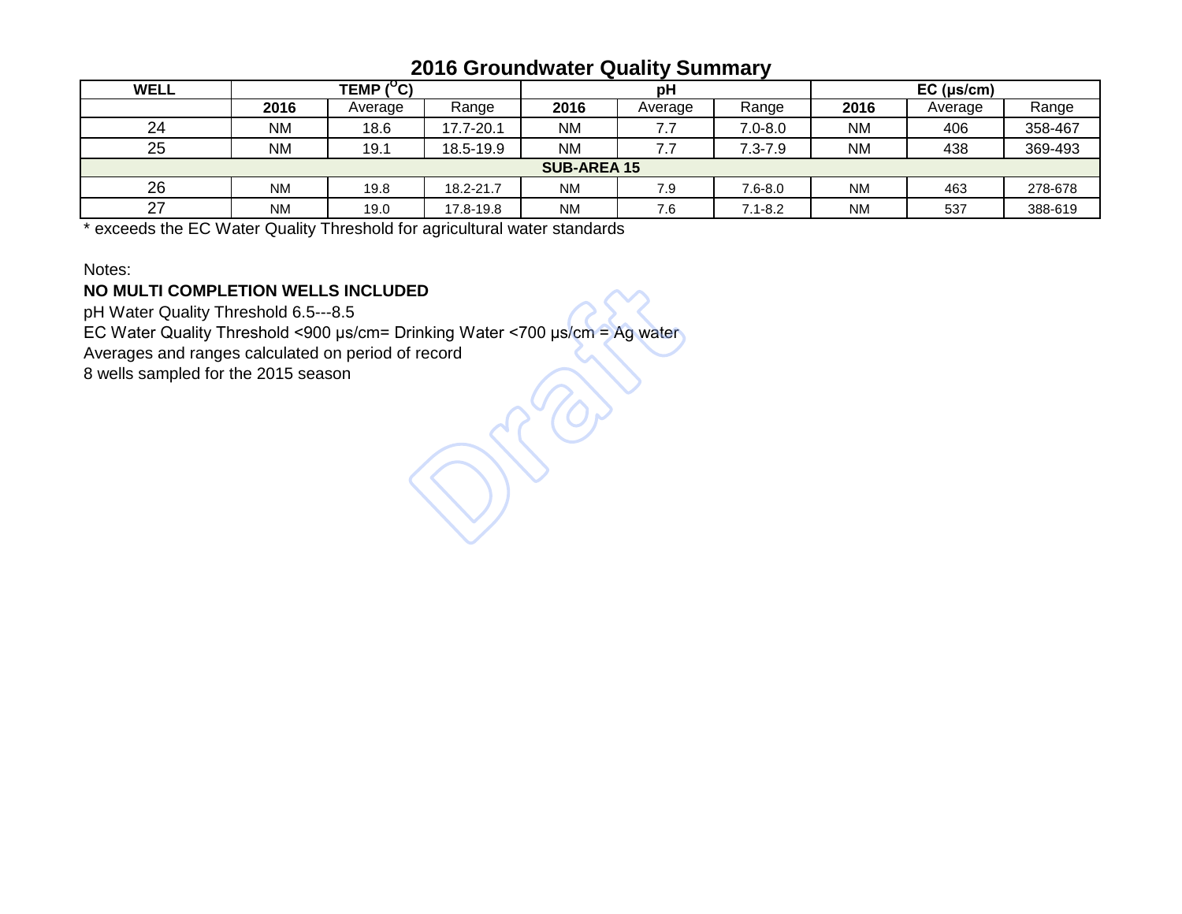# 2016 Groundwater Quality Summary

| WELL | TEMP ($^{o}$C) | | | pH | | | EC (µs/cm) | | |
|---|---|---|---|---|---|---|---|---|---|
| | **2016** | Average | Range | **2016** | Average | Range | **2016** | Average | Range |
| 24 | NM | 18.6 | 17.7-20.1 | NM | 7.7 | 7.0-8.0 | NM | 406 | 358-467 |
| 25 | NM | 19.1 | 18.5-19.9 | NM | 7.7 | 7.3-7.9 | NM | 438 | 369-493 |
| **SUB-AREA 15** | | | | | | | | | |
| 26 | NM | 19.8 | 18.2-21.7 | NM | 7.9 | 7.6-8.0 | NM | 463 | 278-678 |
| 27 | NM | 19.0 | 17.8-19.8 | NM | 7.6 | 7.1-8.2 | NM | 537 | 388-619 |

* exceeds the EC Water Quality Threshold for agricultural water standards

Notes:

**NO MULTI COMPLETION WELLS INCLUDED**

pH Water Quality Threshold 6.5---8.5

EC Water Quality Threshold <900 µs/cm= Drinking Water <700 µs/cm = Ag water

Averages and ranges calculated on period of record

8 wells sampled for the 2015 season

Draft